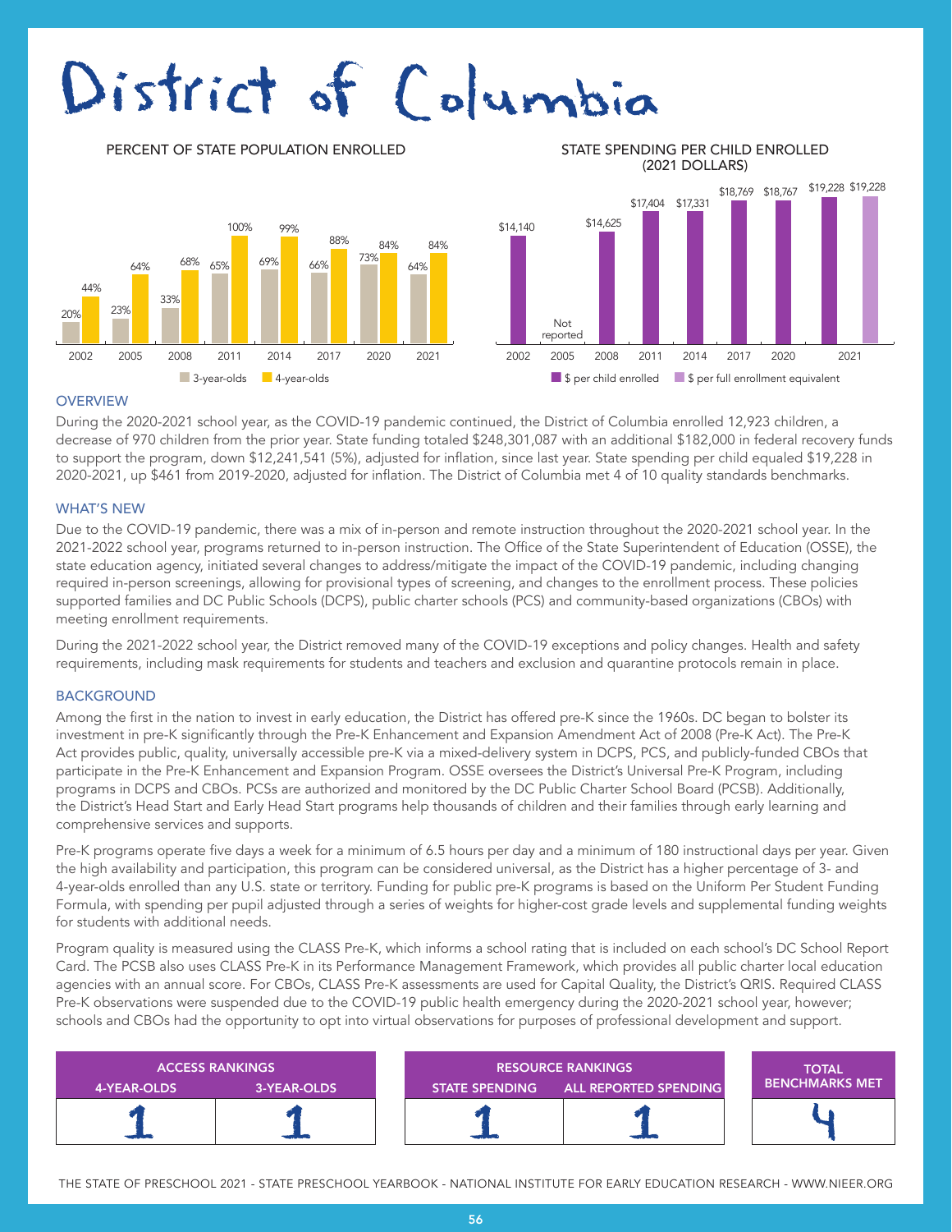# District of Columbia

**PERCENT OF STATE POPULATION ENROLLED**

| Year | 3-year-olds | 4-year-olds |
|---|---|---|
| 2002 | 20% | 44% |
| 2005 | 23% | 64% |
| 2008 | 33% | 68% |
| 2011 | 65% | 100% |
| 2014 | 69% | 99% |
| 2017 | 66% | 88% |
| 2020 | 73% | 84% |
| 2021 | 64% | 84% |

**STATE SPENDING PER CHILD ENROLLED (2021 DOLLARS)**

| Year | $ per child enrolled | $ per full enrollment equivalent |
|---|---|---|
| 2002 | $14,140 | |
| 2005 | Not reported | |
| 2008 | $14,625 | |
| 2011 | $17,404 | |
| 2014 | $17,331 | |
| 2017 | $18,769 | |
| 2020 | $18,767 | |
| 2021 | $19,228 | $19,228 |

## OVERVIEW

During the 2020-2021 school year, as the COVID-19 pandemic continued, the District of Columbia enrolled 12,923 children, a decrease of 970 children from the prior year. State funding totaled $248,301,087 with an additional $182,000 in federal recovery funds to support the program, down $12,241,541 (5%), adjusted for inflation, since last year. State spending per child equaled $19,228 in 2020-2021, up $461 from 2019-2020, adjusted for inflation. The District of Columbia met 4 of 10 quality standards benchmarks.

## WHAT'S NEW

Due to the COVID-19 pandemic, there was a mix of in-person and remote instruction throughout the 2020-2021 school year. In the 2021-2022 school year, programs returned to in-person instruction. The Office of the State Superintendent of Education (OSSE), the state education agency, initiated several changes to address/mitigate the impact of the COVID-19 pandemic, including changing required in-person screenings, allowing for provisional types of screening, and changes to the enrollment process. These policies supported families and DC Public Schools (DCPS), public charter schools (PCS) and community-based organizations (CBOs) with meeting enrollment requirements.

During the 2021-2022 school year, the District removed many of the COVID-19 exceptions and policy changes. Health and safety requirements, including mask requirements for students and teachers and exclusion and quarantine protocols remain in place.

## BACKGROUND

Among the first in the nation to invest in early education, the District has offered pre-K since the 1960s. DC began to bolster its investment in pre-K significantly through the Pre-K Enhancement and Expansion Amendment Act of 2008 (Pre-K Act). The Pre-K Act provides public, quality, universally accessible pre-K via a mixed-delivery system in DCPS, PCS, and publicly-funded CBOs that participate in the Pre-K Enhancement and Expansion Program. OSSE oversees the District's Universal Pre-K Program, including programs in DCPS and CBOs. PCSs are authorized and monitored by the DC Public Charter School Board (PCSB). Additionally, the District's Head Start and Early Head Start programs help thousands of children and their families through early learning and comprehensive services and supports.

Pre-K programs operate five days a week for a minimum of 6.5 hours per day and a minimum of 180 instructional days per year. Given the high availability and participation, this program can be considered universal, as the District has a higher percentage of 3- and 4-year-olds enrolled than any U.S. state or territory. Funding for public pre-K programs is based on the Uniform Per Student Funding Formula, with spending per pupil adjusted through a series of weights for higher-cost grade levels and supplemental funding weights for students with additional needs.

Program quality is measured using the CLASS Pre-K, which informs a school rating that is included on each school's DC School Report Card. The PCSB also uses CLASS Pre-K in its Performance Management Framework, which provides all public charter local education agencies with an annual score. For CBOs, CLASS Pre-K assessments are used for Capital Quality, the District's QRIS. Required CLASS Pre-K observations were suspended due to the COVID-19 public health emergency during the 2020-2021 school year, however; schools and CBOs had the opportunity to opt into virtual observations for purposes of professional development and support.

| ACCESS RANKINGS | | RESOURCE RANKINGS | | TOTAL BENCHMARKS MET |
|---|---|---|---|---|
| 4-YEAR-OLDS | 3-YEAR-OLDS | STATE SPENDING | ALL REPORTED SPENDING | |
| 1 | 1 | 1 | 1 | 4 |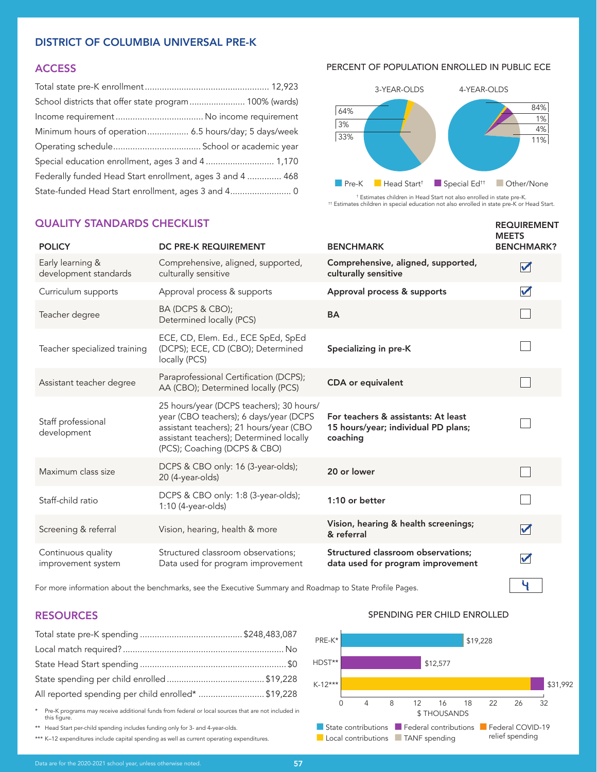# DISTRICT OF COLUMBIA UNIVERSAL PRE-K

## ACCESS

Total state pre-K enrollment .................................................. 12,923

School districts that offer state program ....................... 100% (wards)

Income requirement .................................... No income requirement

Minimum hours of operation ................. 6.5 hours/day; 5 days/week

Operating schedule .................................... School or academic year

Special education enrollment, ages 3 and 4 ............................ 1,170

Federally funded Head Start enrollment, ages 3 and 4 .............. 468

State-funded Head Start enrollment, ages 3 and 4......................... 0

PERCENT OF POPULATION ENROLLED IN PUBLIC ECE

3-YEAR-OLDS

64%

3%

33%

4-YEAR-OLDS

84%

1%

4%

11%

Pre-K | Head Start† | Special Ed†† | Other/None

† Estimates children in Head Start not also enrolled in state pre-K.

†† Estimates children in special education not also enrolled in state pre-K or Head Start.

## QUALITY STANDARDS CHECKLIST

| POLICY | DC PRE-K REQUIREMENT | BENCHMARK | REQUIREMENT MEETS BENCHMARK? |
|---|---|---|---|
| Early learning & development standards | Comprehensive, aligned, supported, culturally sensitive | **Comprehensive, aligned, supported, culturally sensitive** | ☑ |
| Curriculum supports | Approval process & supports | **Approval process & supports** | ☑ |
| Teacher degree | BA (DCPS & CBO); Determined locally (PCS) | **BA** | ☐ |
| Teacher specialized training | ECE, CD, Elem. Ed., ECE SpEd, SpEd (DCPS); ECE, CD (CBO); Determined locally (PCS) | **Specializing in pre-K** | ☐ |
| Assistant teacher degree | Paraprofessional Certification (DCPS); AA (CBO); Determined locally (PCS) | **CDA or equivalent** | ☐ |
| Staff professional development | 25 hours/year (DCPS teachers); 30 hours/year (CBO teachers); 6 days/year (DCPS assistant teachers); 21 hours/year (CBO assistant teachers); Determined locally (PCS); Coaching (DCPS & CBO) | **For teachers & assistants: At least 15 hours/year; individual PD plans; coaching** | ☐ |
| Maximum class size | DCPS & CBO only: 16 (3-year-olds); 20 (4-year-olds) | **20 or lower** | ☐ |
| Staff-child ratio | DCPS & CBO only: 1:8 (3-year-olds); 1:10 (4-year-olds) | **1:10 or better** | ☐ |
| Screening & referral | Vision, hearing, health & more | **Vision, hearing & health screenings; & referral** | ☑ |
| Continuous quality improvement system | Structured classroom observations; Data used for program improvement | **Structured classroom observations; data used for program improvement** | ☑ |

For more information about the benchmarks, see the Executive Summary and Roadmap to State Profile Pages. **4**

## RESOURCES

Total state pre-K spending .......................................... $248,483,087

Local match required? ................................................................. No

State Head Start spending ............................................................. $0

State spending per child enrolled ........................................ $19,228

All reported spending per child enrolled* ........................... $19,228

\* Pre-K programs may receive additional funds from federal or local sources that are not included in this figure.

** Head Start per-child spending includes funding only for 3- and 4-year-olds.

*** K–12 expenditures include capital spending as well as current operating expenditures.

SPENDING PER CHILD ENROLLED

PRE-K* $19,228

HDST** $12,577

K-12*** $31,992

0 4 8 12 16 18 22 26 32

$ THOUSANDS

State contributions | Federal contributions | Federal COVID-19 relief spending | Local contributions | TANF spending

Data are for the 2020-2021 school year, unless otherwise noted.